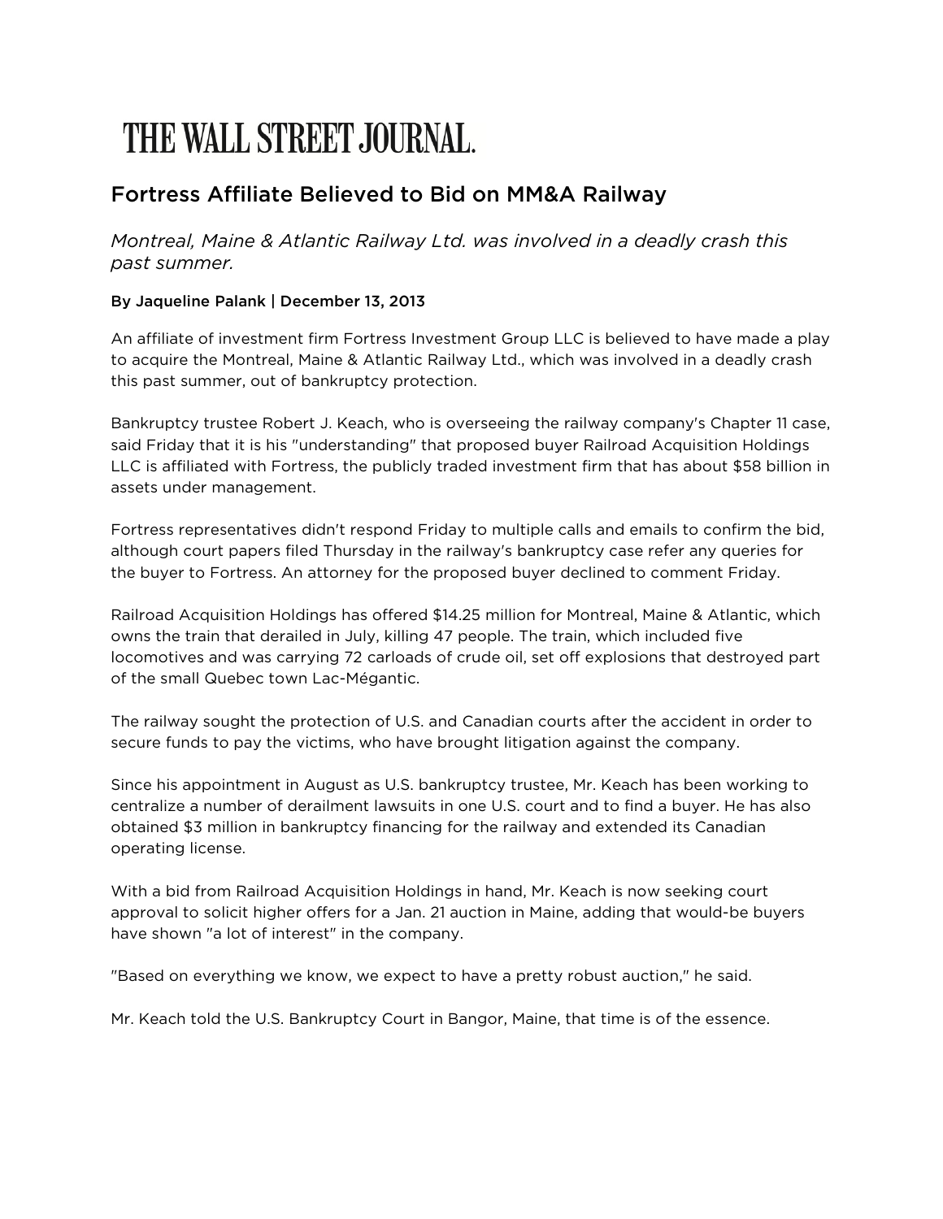# THE WALL STREET JOURNAL.

## Fortress Affiliate Believed to Bid on MM&A Railway

*Montreal, Maine & Atlantic Railway Ltd. was involved in a deadly crash this past summer.*

**By Jaqueline Palank | December 13, 2013**

An affiliate of investment firm Fortress Investment Group LLC is believed to have made a play to acquire the Montreal, Maine & Atlantic Railway Ltd., which was involved in a deadly crash this past summer, out of bankruptcy protection.

Bankruptcy trustee Robert J. Keach, who is overseeing the railway company's Chapter 11 case, said Friday that it is his "understanding" that proposed buyer Railroad Acquisition Holdings LLC is affiliated with Fortress, the publicly traded investment firm that has about $58 billion in assets under management.

Fortress representatives didn't respond Friday to multiple calls and emails to confirm the bid, although court papers filed Thursday in the railway's bankruptcy case refer any queries for the buyer to Fortress. An attorney for the proposed buyer declined to comment Friday.

Railroad Acquisition Holdings has offered $14.25 million for Montreal, Maine & Atlantic, which owns the train that derailed in July, killing 47 people. The train, which included five locomotives and was carrying 72 carloads of crude oil, set off explosions that destroyed part of the small Quebec town Lac-Mégantic.

The railway sought the protection of U.S. and Canadian courts after the accident in order to secure funds to pay the victims, who have brought litigation against the company.

Since his appointment in August as U.S. bankruptcy trustee, Mr. Keach has been working to centralize a number of derailment lawsuits in one U.S. court and to find a buyer. He has also obtained $3 million in bankruptcy financing for the railway and extended its Canadian operating license.

With a bid from Railroad Acquisition Holdings in hand, Mr. Keach is now seeking court approval to solicit higher offers for a Jan. 21 auction in Maine, adding that would-be buyers have shown "a lot of interest" in the company.

"Based on everything we know, we expect to have a pretty robust auction," he said.

Mr. Keach told the U.S. Bankruptcy Court in Bangor, Maine, that time is of the essence.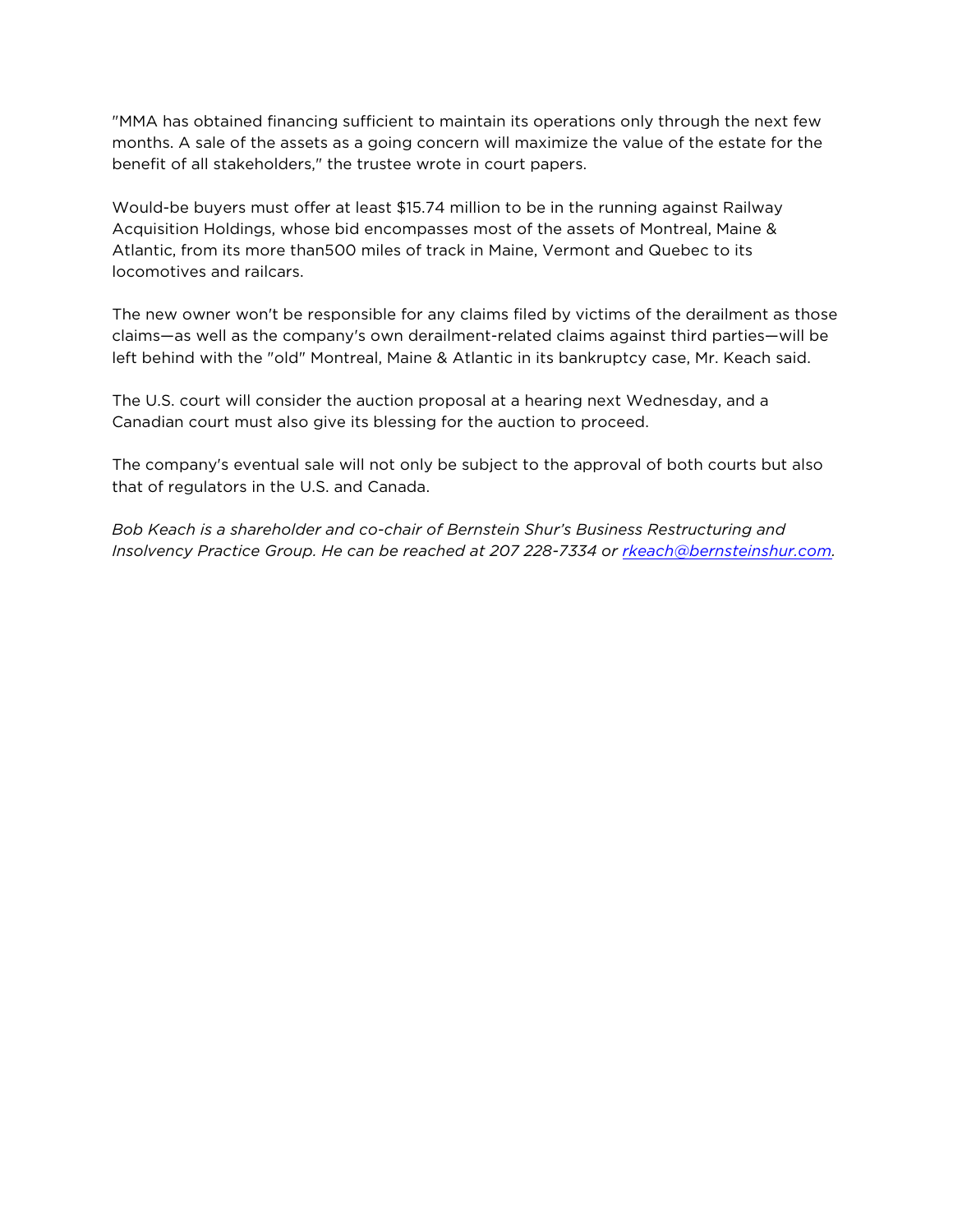"MMA has obtained financing sufficient to maintain its operations only through the next few months. A sale of the assets as a going concern will maximize the value of the estate for the benefit of all stakeholders," the trustee wrote in court papers.

Would-be buyers must offer at least $15.74 million to be in the running against Railway Acquisition Holdings, whose bid encompasses most of the assets of Montreal, Maine & Atlantic, from its more than500 miles of track in Maine, Vermont and Quebec to its locomotives and railcars.

The new owner won't be responsible for any claims filed by victims of the derailment as those claims—as well as the company's own derailment-related claims against third parties—will be left behind with the "old" Montreal, Maine & Atlantic in its bankruptcy case, Mr. Keach said.

The U.S. court will consider the auction proposal at a hearing next Wednesday, and a Canadian court must also give its blessing for the auction to proceed.

The company's eventual sale will not only be subject to the approval of both courts but also that of regulators in the U.S. and Canada.

*Bob Keach is a shareholder and co-chair of Bernstein Shur's Business Restructuring and Insolvency Practice Group. He can be reached at 207 228-7334 or [rkeach@bernsteinshur.com](mailto:rkeach@bernsteinshur.com).*